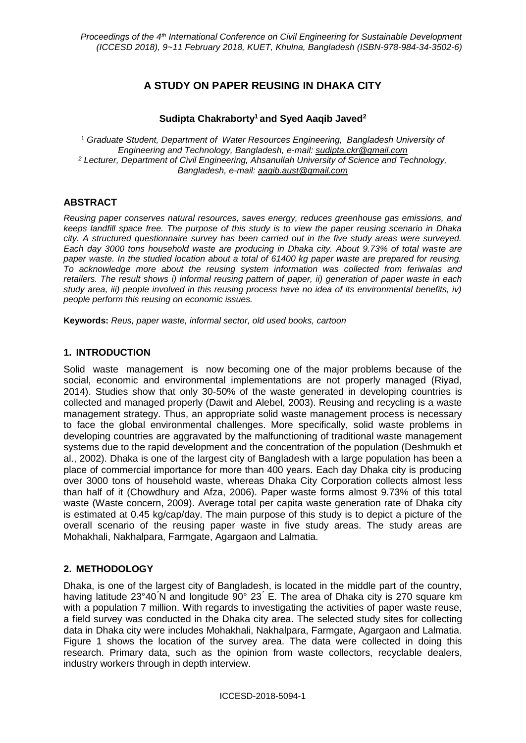# A STUDY ON PAPER REUSING IN DHAKA CITY

**Sudipta Chakraborty[1] and Syed Aaqib Javed[2]**

[1] *Graduate Student, Department of Water Resources Engineering, Bangladesh University of Engineering and Technology, Bangladesh, e-mail: sudipta.ckr@gmail.com*
[2] *Lecturer, Department of Civil Engineering, Ahsanullah University of Science and Technology, Bangladesh, e-mail: aaqib.aust@gmail.com*

## ABSTRACT

*Reusing paper conserves natural resources, saves energy, reduces greenhouse gas emissions, and keeps landfill space free. The purpose of this study is to view the paper reusing scenario in Dhaka city. A structured questionnaire survey has been carried out in the five study areas were surveyed. Each day 3000 tons household waste are producing in Dhaka city. About 9.73% of total waste are paper waste. In the studied location about a total of 61400 kg paper waste are prepared for reusing. To acknowledge more about the reusing system information was collected from feriwalas and retailers. The result shows i) informal reusing pattern of paper, ii) generation of paper waste in each study area, iii) people involved in this reusing process have no idea of its environmental benefits, iv) people perform this reusing on economic issues.*

**Keywords:** *Reus, paper waste, informal sector, old used books, cartoon*

## 1. INTRODUCTION

Solid waste management is now becoming one of the major problems because of the social, economic and environmental implementations are not properly managed (Riyad, 2014). Studies show that only 30-50% of the waste generated in developing countries is collected and managed properly (Dawit and Alebel, 2003). Reusing and recycling is a waste management strategy. Thus, an appropriate solid waste management process is necessary to face the global environmental challenges. More specifically, solid waste problems in developing countries are aggravated by the malfunctioning of traditional waste management systems due to the rapid development and the concentration of the population (Deshmukh et al., 2002). Dhaka is one of the largest city of Bangladesh with a large population has been a place of commercial importance for more than 400 years. Each day Dhaka city is producing over 3000 tons of household waste, whereas Dhaka City Corporation collects almost less than half of it (Chowdhury and Afza, 2006). Paper waste forms almost 9.73% of this total waste (Waste concern, 2009). Average total per capita waste generation rate of Dhaka city is estimated at 0.45 kg/cap/day. The main purpose of this study is to depict a picture of the overall scenario of the reusing paper waste in five study areas. The study areas are Mohakhali, Nakhalpara, Farmgate, Agargaon and Lalmatia.

## 2. METHODOLOGY

Dhaka, is one of the largest city of Bangladesh, is located in the middle part of the country, having latitude 23°40´N and longitude 90° 23´ E. The area of Dhaka city is 270 square km with a population 7 million. With regards to investigating the activities of paper waste reuse, a field survey was conducted in the Dhaka city area. The selected study sites for collecting data in Dhaka city were includes Mohakhali, Nakhalpara, Farmgate, Agargaon and Lalmatia. Figure 1 shows the location of the survey area. The data were collected in doing this research. Primary data, such as the opinion from waste collectors, recyclable dealers, industry workers through in depth interview.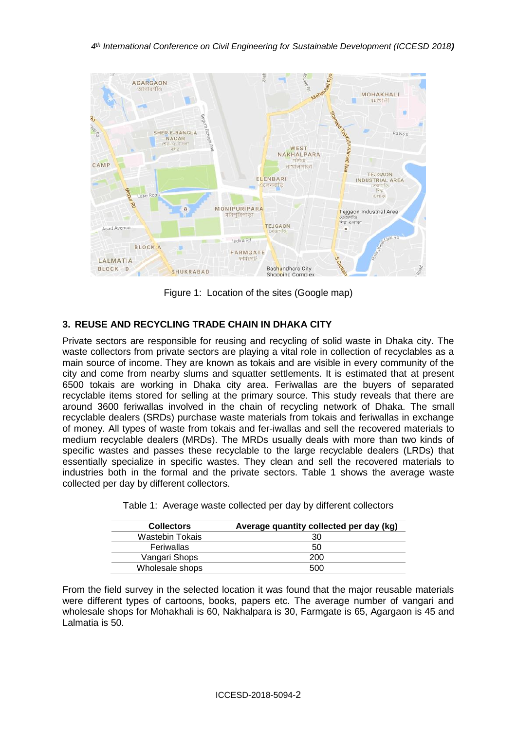Figure 1: Location of the sites (Google map)

## 3. REUSE AND RECYCLING TRADE CHAIN IN DHAKA CITY

Private sectors are responsible for reusing and recycling of solid waste in Dhaka city. The waste collectors from private sectors are playing a vital role in collection of recyclables as a main source of income. They are known as tokais and are visible in every community of the city and come from nearby slums and squatter settlements. It is estimated that at present 6500 tokais are working in Dhaka city area. Feriwallas are the buyers of separated recyclable items stored for selling at the primary source. This study reveals that there are around 3600 feriwallas involved in the chain of recycling network of Dhaka. The small recyclable dealers (SRDs) purchase waste materials from tokais and feriwallas in exchange of money. All types of waste from tokais and fer-iwallas and sell the recovered materials to medium recyclable dealers (MRDs). The MRDs usually deals with more than two kinds of specific wastes and passes these recyclable to the large recyclable dealers (LRDs) that essentially specialize in specific wastes. They clean and sell the recovered materials to industries both in the formal and the private sectors. Table 1 shows the average waste collected per day by different collectors.

Table 1: Average waste collected per day by different collectors

| Collectors | Average quantity collected per day (kg) |
|---|---|
| Wastebin Tokais | 30 |
| Feriwallas | 50 |
| Vangari Shops | 200 |
| Wholesale shops | 500 |

From the field survey in the selected location it was found that the major reusable materials were different types of cartoons, books, papers etc. The average number of vangari and wholesale shops for Mohakhali is 60, Nakhalpara is 30, Farmgate is 65, Agargaon is 45 and Lalmatia is 50.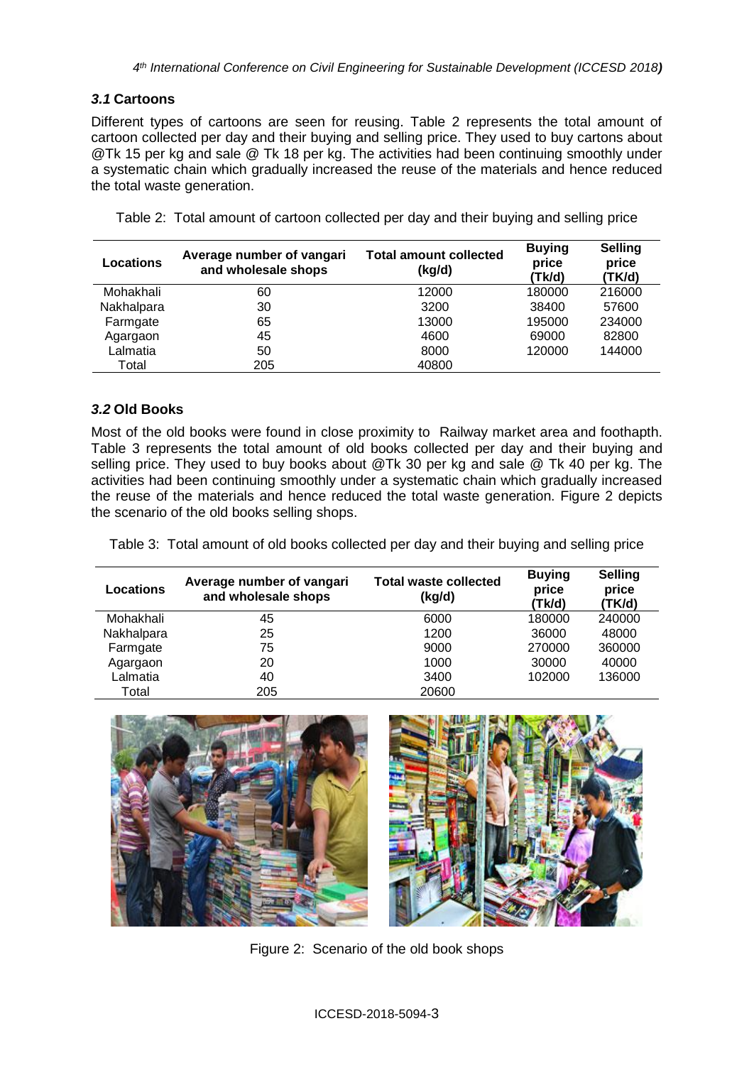### *3.1* Cartoons

Different types of cartoons are seen for reusing. Table 2 represents the total amount of cartoon collected per day and their buying and selling price. They used to buy cartons about @Tk 15 per kg and sale @ Tk 18 per kg. The activities had been continuing smoothly under a systematic chain which gradually increased the reuse of the materials and hence reduced the total waste generation.

Table 2: Total amount of cartoon collected per day and their buying and selling price

| Locations | Average number of vangari and wholesale shops | Total amount collected (kg/d) | Buying price (Tk/d) | Selling price (TK/d) |
|---|---|---|---|---|
| Mohakhali | 60 | 12000 | 180000 | 216000 |
| Nakhalpara | 30 | 3200 | 38400 | 57600 |
| Farmgate | 65 | 13000 | 195000 | 234000 |
| Agargaon | 45 | 4600 | 69000 | 82800 |
| Lalmatia | 50 | 8000 | 120000 | 144000 |
| Total | 205 | 40800 | | |

### *3.2* Old Books

Most of the old books were found in close proximity to Railway market area and foothapth. Table 3 represents the total amount of old books collected per day and their buying and selling price. They used to buy books about @Tk 30 per kg and sale @ Tk 40 per kg. The activities had been continuing smoothly under a systematic chain which gradually increased the reuse of the materials and hence reduced the total waste generation. Figure 2 depicts the scenario of the old books selling shops.

Table 3: Total amount of old books collected per day and their buying and selling price

| Locations | Average number of vangari and wholesale shops | Total waste collected (kg/d) | Buying price (Tk/d) | Selling price (TK/d) |
|---|---|---|---|---|
| Mohakhali | 45 | 6000 | 180000 | 240000 |
| Nakhalpara | 25 | 1200 | 36000 | 48000 |
| Farmgate | 75 | 9000 | 270000 | 360000 |
| Agargaon | 20 | 1000 | 30000 | 40000 |
| Lalmatia | 40 | 3400 | 102000 | 136000 |
| Total | 205 | 20600 | | |

Figure 2: Scenario of the old book shops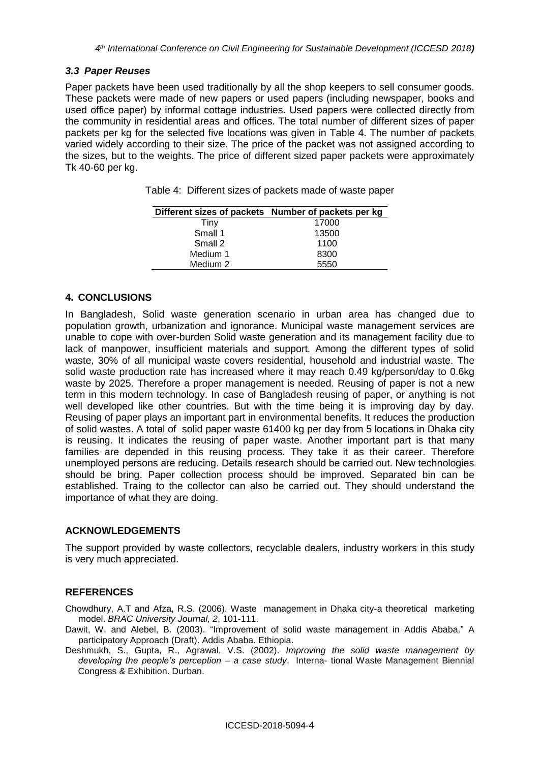### *3.3 Paper Reuses*

Paper packets have been used traditionally by all the shop keepers to sell consumer goods. These packets were made of new papers or used papers (including newspaper, books and used office paper) by informal cottage industries. Used papers were collected directly from the community in residential areas and offices. The total number of different sizes of paper packets per kg for the selected five locations was given in Table 4. The number of packets varied widely according to their size. The price of the packet was not assigned according to the sizes, but to the weights. The price of different sized paper packets were approximately Tk 40-60 per kg.

Table 4: Different sizes of packets made of waste paper

| Different sizes of packets | Number of packets per kg |
|---|---|
| Tiny | 17000 |
| Small 1 | 13500 |
| Small 2 | 1100 |
| Medium 1 | 8300 |
| Medium 2 | 5550 |

## 4. CONCLUSIONS

In Bangladesh, Solid waste generation scenario in urban area has changed due to population growth, urbanization and ignorance. Municipal waste management services are unable to cope with over-burden Solid waste generation and its management facility due to lack of manpower, insufficient materials and support. Among the different types of solid waste, 30% of all municipal waste covers residential, household and industrial waste. The solid waste production rate has increased where it may reach 0.49 kg/person/day to 0.6kg waste by 2025. Therefore a proper management is needed. Reusing of paper is not a new term in this modern technology. In case of Bangladesh reusing of paper, or anything is not well developed like other countries. But with the time being it is improving day by day. Reusing of paper plays an important part in environmental benefits. It reduces the production of solid wastes. A total of solid paper waste 61400 kg per day from 5 locations in Dhaka city is reusing. It indicates the reusing of paper waste. Another important part is that many families are depended in this reusing process. They take it as their career. Therefore unemployed persons are reducing. Details research should be carried out. New technologies should be bring. Paper collection process should be improved. Separated bin can be established. Traing to the collector can also be carried out. They should understand the importance of what they are doing.

## ACKNOWLEDGEMENTS

The support provided by waste collectors, recyclable dealers, industry workers in this study is very much appreciated.

## REFERENCES

Chowdhury, A.T and Afza, R.S. (2006). Waste management in Dhaka city-a theoretical marketing model. *BRAC University Journal, 2*, 101-111.

Dawit, W. and Alebel, B. (2003). "Improvement of solid waste management in Addis Ababa." A participatory Approach (Draft). Addis Ababa. Ethiopia.

Deshmukh, S., Gupta, R., Agrawal, V.S. (2002). *Improving the solid waste management by developing the people's perception – a case study*. Interna- tional Waste Management Biennial Congress & Exhibition. Durban.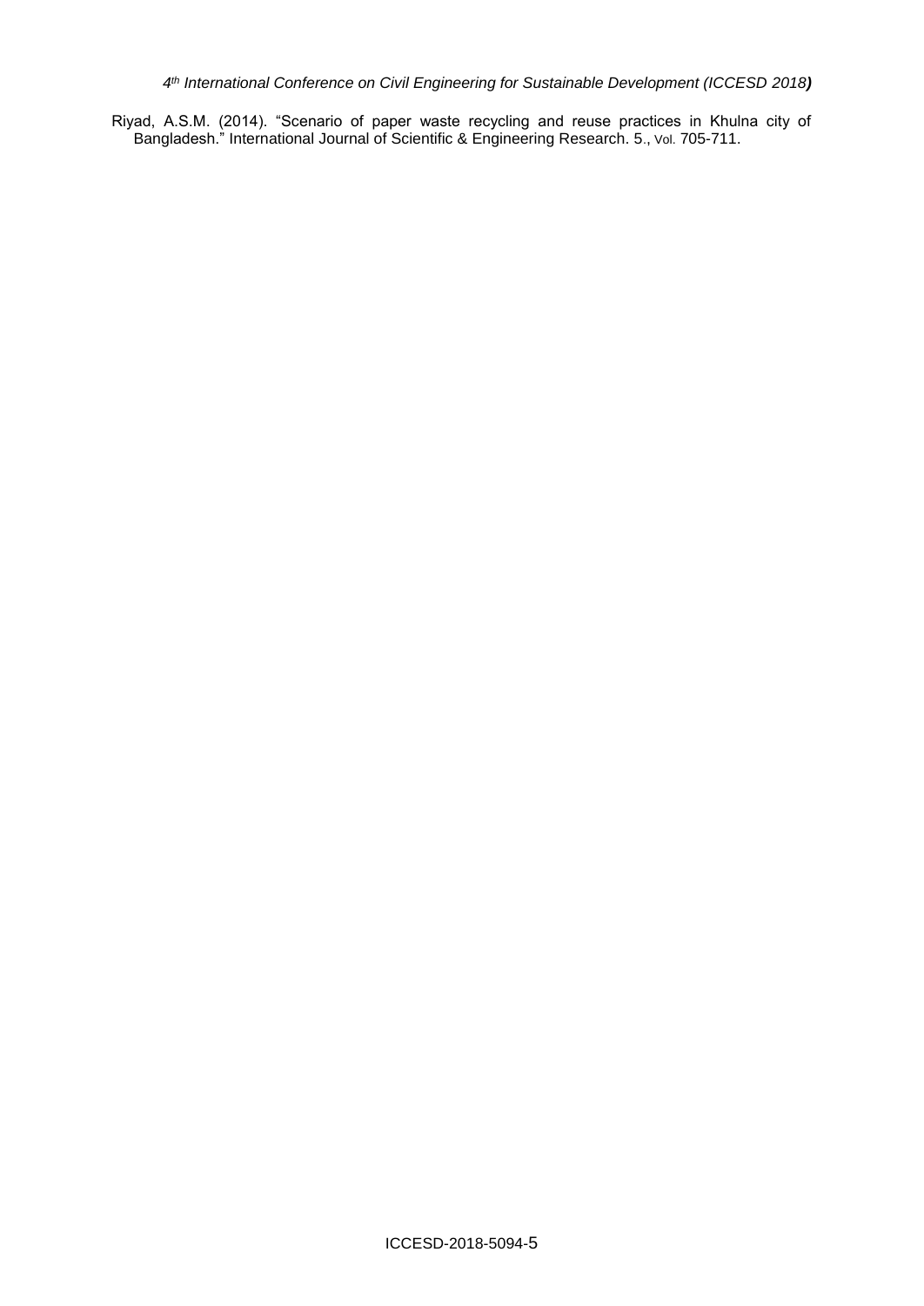Riyad, A.S.M. (2014). "Scenario of paper waste recycling and reuse practices in Khulna city of Bangladesh." International Journal of Scientific & Engineering Research. 5., Vol. 705-711.